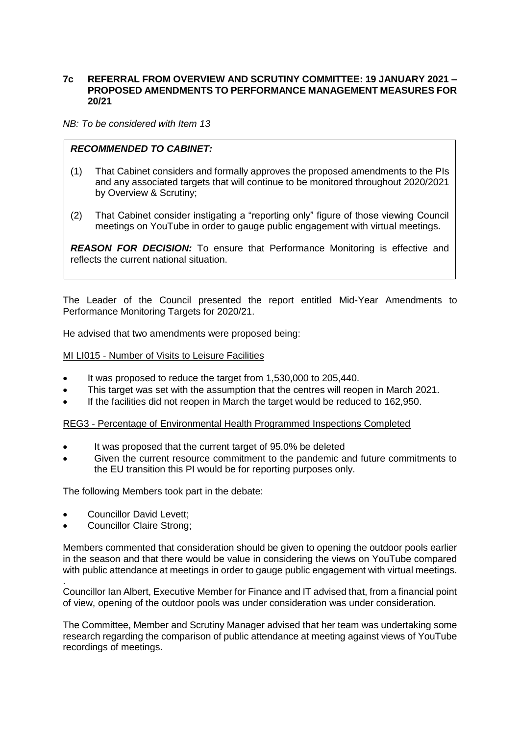## 7c REFERRAL FROM OVERVIEW AND SCRUTINY COMMITTEE: 19 JANUARY 2021 – PROPOSED AMENDMENTS TO PERFORMANCE MANAGEMENT MEASURES FOR 20/21

*NB: To be considered with Item 13*

> ***RECOMMENDED TO CABINET:***
>
> (1) That Cabinet considers and formally approves the proposed amendments to the PIs and any associated targets that will continue to be monitored throughout 2020/2021 by Overview & Scrutiny;
>
> (2) That Cabinet consider instigating a "reporting only" figure of those viewing Council meetings on YouTube in order to gauge public engagement with virtual meetings.
>
> ***REASON FOR DECISION:*** To ensure that Performance Monitoring is effective and reflects the current national situation.

The Leader of the Council presented the report entitled Mid-Year Amendments to Performance Monitoring Targets for 2020/21.

He advised that two amendments were proposed being:

MI LI015 - Number of Visits to Leisure Facilities

- It was proposed to reduce the target from 1,530,000 to 205,440.
- This target was set with the assumption that the centres will reopen in March 2021.
- If the facilities did not reopen in March the target would be reduced to 162,950.

REG3 - Percentage of Environmental Health Programmed Inspections Completed

- It was proposed that the current target of 95.0% be deleted
- Given the current resource commitment to the pandemic and future commitments to the EU transition this PI would be for reporting purposes only.

The following Members took part in the debate:

- Councillor David Levett;
- Councillor Claire Strong;

Members commented that consideration should be given to opening the outdoor pools earlier in the season and that there would be value in considering the views on YouTube compared with public attendance at meetings in order to gauge public engagement with virtual meetings.

.
Councillor Ian Albert, Executive Member for Finance and IT advised that, from a financial point of view, opening of the outdoor pools was under consideration was under consideration.

The Committee, Member and Scrutiny Manager advised that her team was undertaking some research regarding the comparison of public attendance at meeting against views of YouTube recordings of meetings.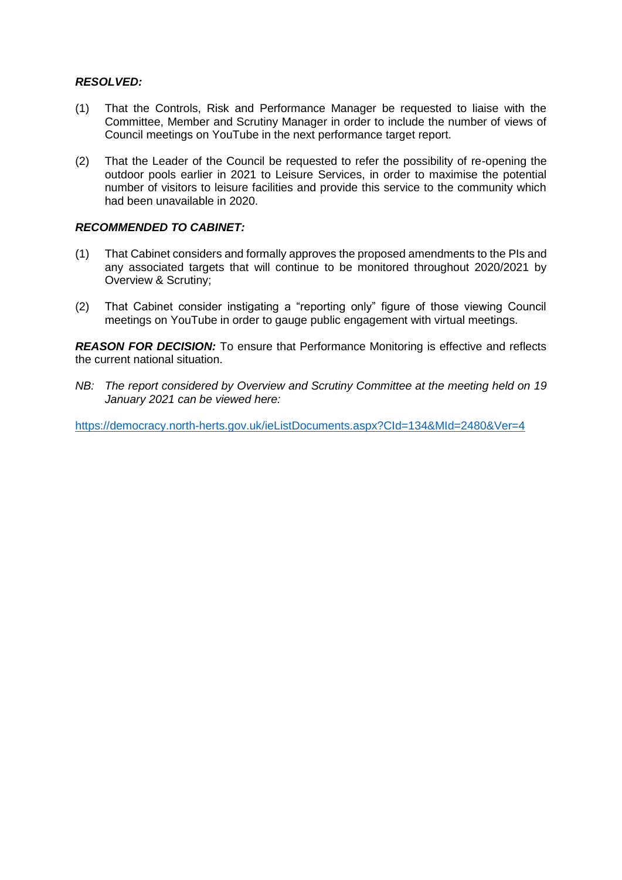***RESOLVED:***

(1) That the Controls, Risk and Performance Manager be requested to liaise with the Committee, Member and Scrutiny Manager in order to include the number of views of Council meetings on YouTube in the next performance target report.

(2) That the Leader of the Council be requested to refer the possibility of re-opening the outdoor pools earlier in 2021 to Leisure Services, in order to maximise the potential number of visitors to leisure facilities and provide this service to the community which had been unavailable in 2020.

***RECOMMENDED TO CABINET:***

(1) That Cabinet considers and formally approves the proposed amendments to the PIs and any associated targets that will continue to be monitored throughout 2020/2021 by Overview & Scrutiny;

(2) That Cabinet consider instigating a "reporting only" figure of those viewing Council meetings on YouTube in order to gauge public engagement with virtual meetings.

***REASON FOR DECISION:*** To ensure that Performance Monitoring is effective and reflects the current national situation.

*NB: The report considered by Overview and Scrutiny Committee at the meeting held on 19 January 2021 can be viewed here:*

https://democracy.north-herts.gov.uk/ieListDocuments.aspx?CId=134&MId=2480&Ver=4